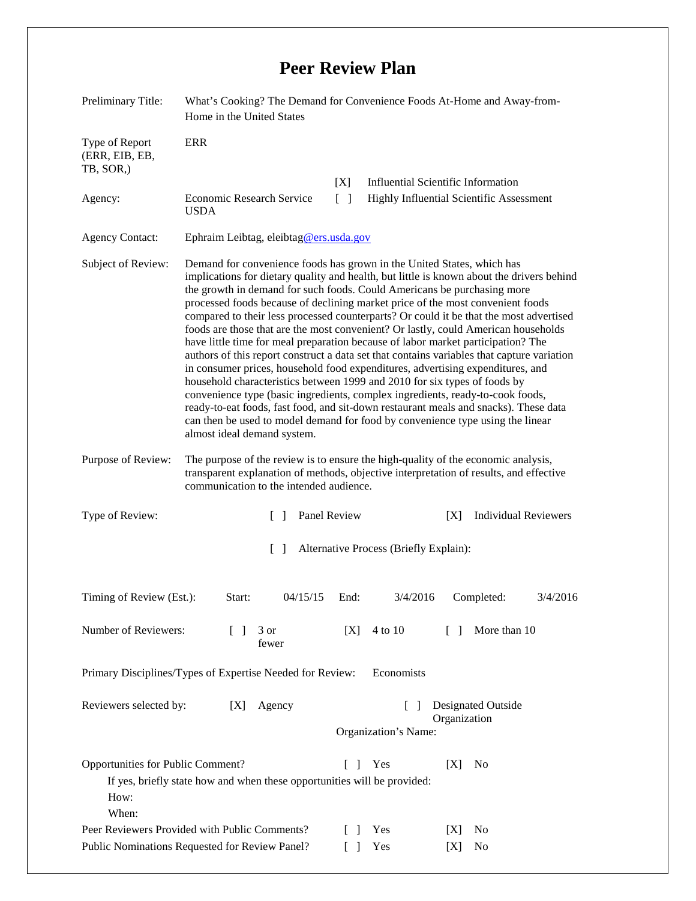# Peer Review Plan

| | |
|---|---|
| Preliminary Title: | What's Cooking? The Demand for Convenience Foods At-Home and Away-from-Home in the United States |
| Type of Report (ERR, EIB, EB, TB, SOR,) | ERR |
| Agency: | Economic Research Service USDA |
| | [X] Influential Scientific Information |
| | [ ] Highly Influential Scientific Assessment |
| Agency Contact: | Ephraim Leibtag, eleibtag@ers.usda.gov |
| Subject of Review: | Demand for convenience foods has grown in the United States, which has implications for dietary quality and health, but little is known about the drivers behind the growth in demand for such foods. Could Americans be purchasing more processed foods because of declining market price of the most convenient foods compared to their less processed counterparts? Or could it be that the most advertised foods are those that are the most convenient? Or lastly, could American households have little time for meal preparation because of labor market participation? The authors of this report construct a data set that contains variables that capture variation in consumer prices, household food expenditures, advertising expenditures, and household characteristics between 1999 and 2010 for six types of foods by convenience type (basic ingredients, complex ingredients, ready-to-cook foods, ready-to-eat foods, fast food, and sit-down restaurant meals and snacks). These data can then be used to model demand for food by convenience type using the linear almost ideal demand system. |
| Purpose of Review: | The purpose of the review is to ensure the high-quality of the economic analysis, transparent explanation of methods, objective interpretation of results, and effective communication to the intended audience. |

Type of Review: [ ] Panel Review [X] Individual Reviewers

[ ] Alternative Process (Briefly Explain):

Timing of Review (Est.): Start: 04/15/15 End: 3/4/2016 Completed: 3/4/2016

Number of Reviewers: [ ] 3 or fewer [X] 4 to 10 [ ] More than 10

Primary Disciplines/Types of Expertise Needed for Review: Economists

Reviewers selected by: [X] Agency [ ] Designated Outside Organization

Organization's Name:

Opportunities for Public Comment? [ ] Yes [X] No

If yes, briefly state how and when these opportunities will be provided:

How:

When:

Peer Reviewers Provided with Public Comments? [ ] Yes [X] No

Public Nominations Requested for Review Panel? [ ] Yes [X] No